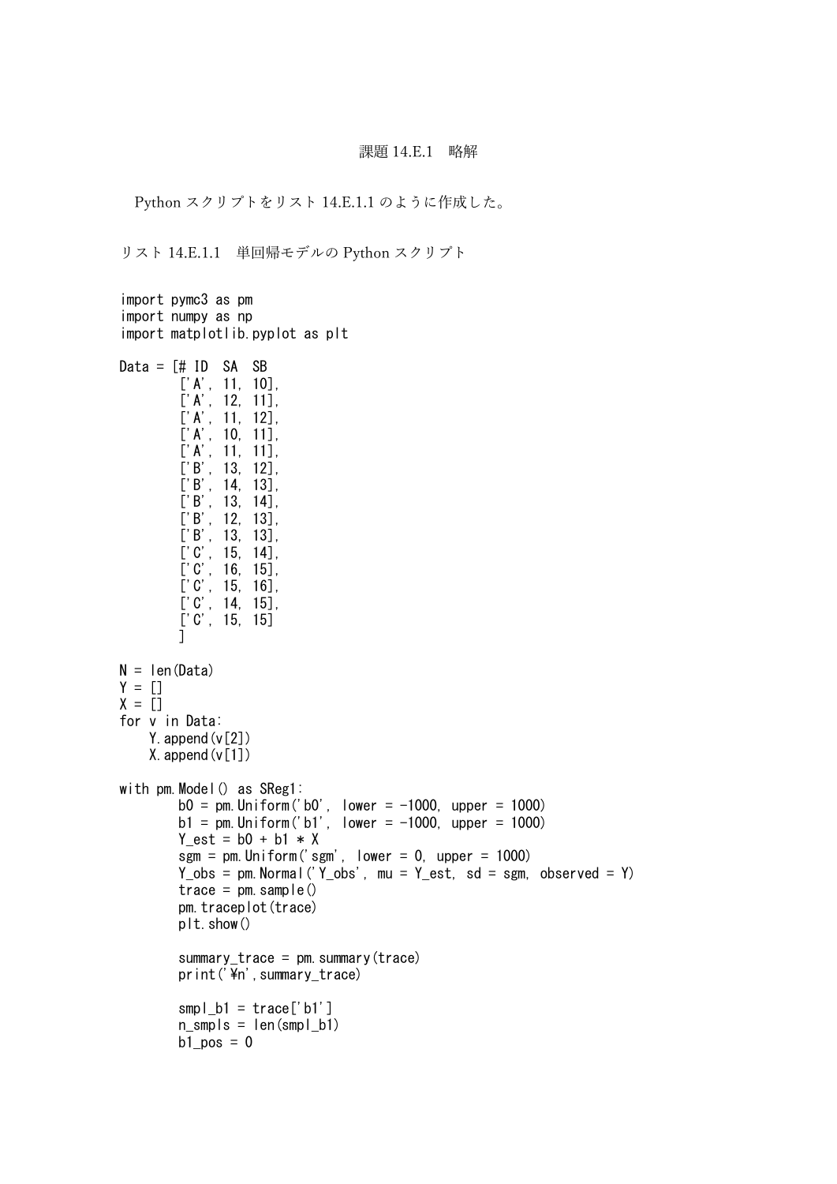# 課題 14.E.1　略解

Python スクリプトをリスト 14.E.1.1 のように作成した。

リスト 14.E.1.1　単回帰モデルの Python スクリプト

```
import pymc3 as pm
import numpy as np
import matplotlib.pyplot as plt

Data = [# ID  SA  SB
        ['A', 11, 10],
        ['A', 12, 11],
        ['A', 11, 12],
        ['A', 10, 11],
        ['A', 11, 11],
        ['B', 13, 12],
        ['B', 14, 13],
        ['B', 13, 14],
        ['B', 12, 13],
        ['B', 13, 13],
        ['C', 15, 14],
        ['C', 16, 15],
        ['C', 15, 16],
        ['C', 14, 15],
        ['C', 15, 15]
        ]

N = len(Data)
Y = []
X = []
for v in Data:
    Y.append(v[2])
    X.append(v[1])

with pm.Model() as SReg1:
        b0 = pm.Uniform('b0', lower = -1000, upper = 1000)
        b1 = pm.Uniform('b1', lower = -1000, upper = 1000)
        Y_est = b0 + b1 * X
        sgm = pm.Uniform('sgm', lower = 0, upper = 1000)
        Y_obs = pm.Normal('Y_obs', mu = Y_est, sd = sgm, observed = Y)
        trace = pm.sample()
        pm.traceplot(trace)
        plt.show()

        summary_trace = pm.summary(trace)
        print('¥n',summary_trace)

        smpl_b1 = trace['b1']
        n_smpls = len(smpl_b1)
        b1_pos = 0
```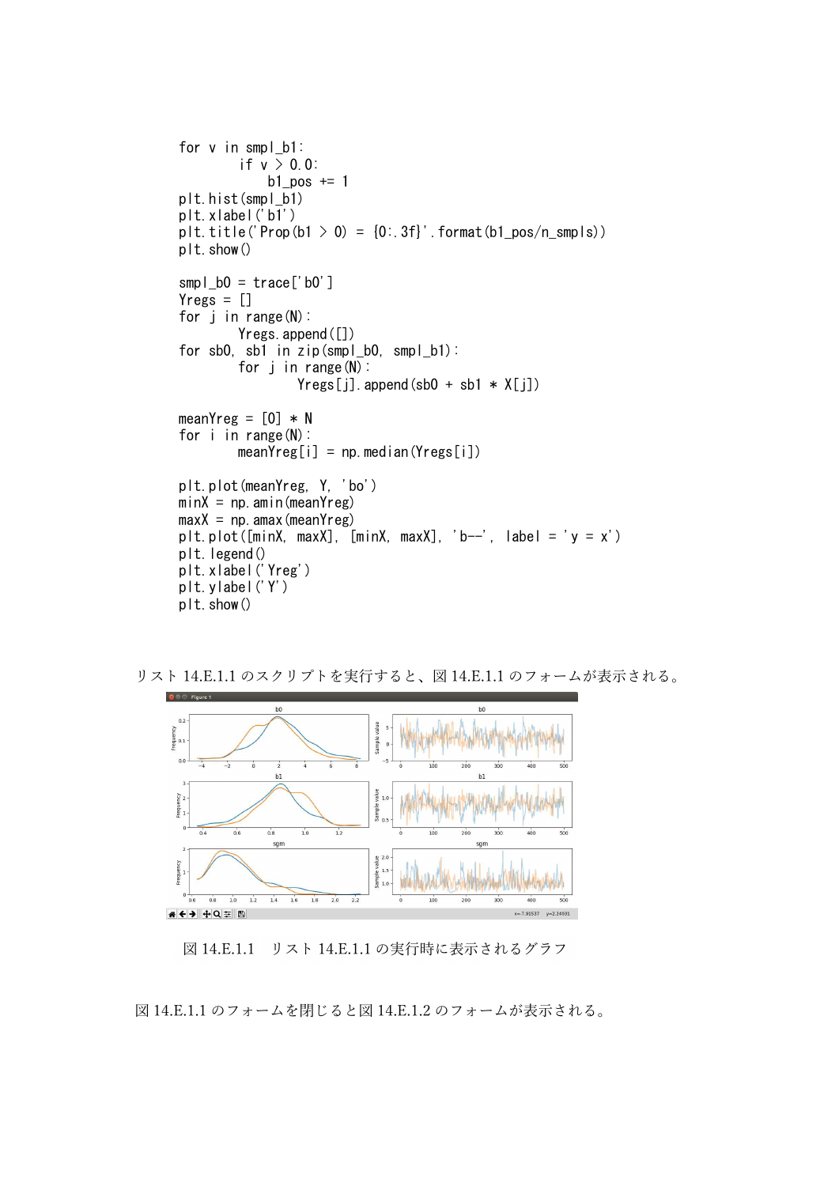```
for v in smpl_b1:
        if v > 0.0:
            b1_pos += 1
plt.hist(smpl_b1)
plt.xlabel('b1')
plt.title('Prop(b1 > 0) = {0:.3f}'.format(b1_pos/n_smpls))
plt.show()

smpl_b0 = trace['b0']
Yregs = []
for j in range(N):
        Yregs.append([])
for sb0, sb1 in zip(smpl_b0, smpl_b1):
        for j in range(N):
                Yregs[j].append(sb0 + sb1 * X[j])

meanYreg = [0] * N
for i in range(N):
        meanYreg[i] = np.median(Yregs[i])

plt.plot(meanYreg, Y, 'bo')
minX = np.amin(meanYreg)
maxX = np.amax(meanYreg)
plt.plot([minX, maxX], [minX, maxX], 'b--', label = 'y = x')
plt.legend()
plt.xlabel('Yreg')
plt.ylabel('Y')
plt.show()
```

リスト 14.E.1.1 のスクリプトを実行すると、図 14.E.1.1 のフォームが表示される。

図 14.E.1.1　リスト 14.E.1.1 の実行時に表示されるグラフ

図 14.E.1.1 のフォームを閉じると図 14.E.1.2 のフォームが表示される。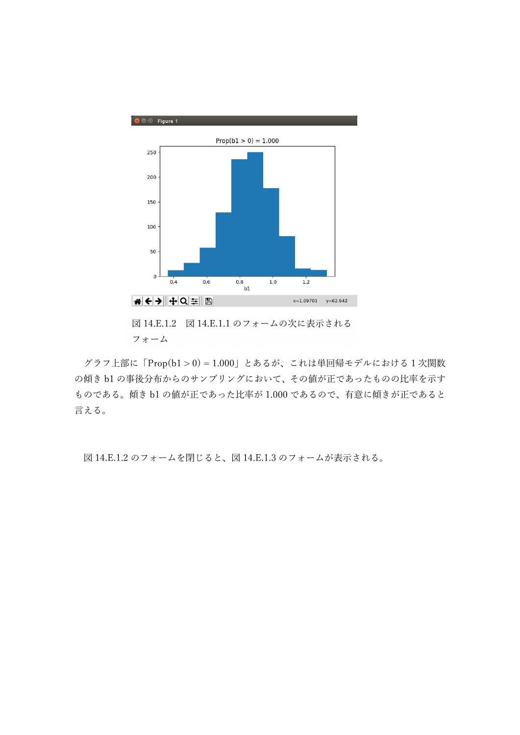図 14.E.1.2　図 14.E.1.1 のフォームの次に表示されるフォーム

グラフ上部に「Prop(b1 > 0) = 1.000」とあるが、これは単回帰モデルにおける 1 次関数の傾き b1 の事後分布からのサンプリングにおいて、その値が正であったものの比率を示すものである。傾き b1 の値が正であった比率が 1.000 であるので、有意に傾きが正であると言える。

図 14.E.1.2 のフォームを閉じると、図 14.E.1.3 のフォームが表示される。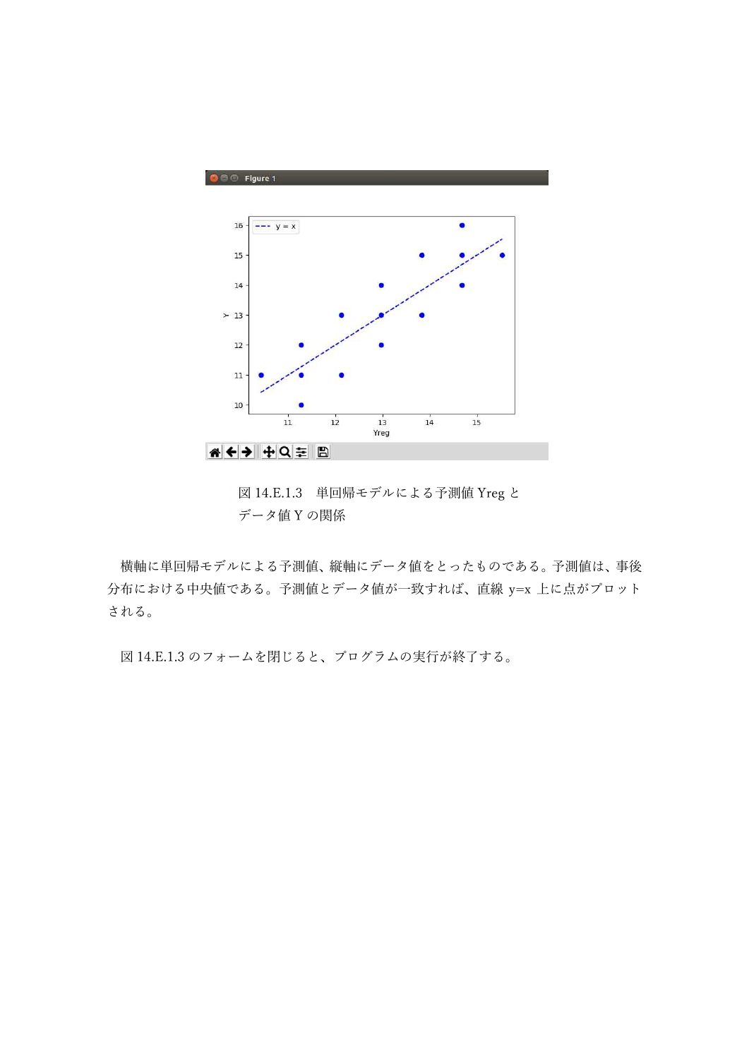Figure 1

y = x

16
15
14
13
12
11
10

Y

11
12
13
14
15

Yreg

図 14.E.1.3　単回帰モデルによる予測値 Yreg とデータ値 Y の関係

横軸に単回帰モデルによる予測値、縦軸にデータ値をとったものである。予測値は、事後分布における中央値である。予測値とデータ値が一致すれば、直線 y=x 上に点がプロットされる。

図 14.E.1.3 のフォームを閉じると、プログラムの実行が終了する。